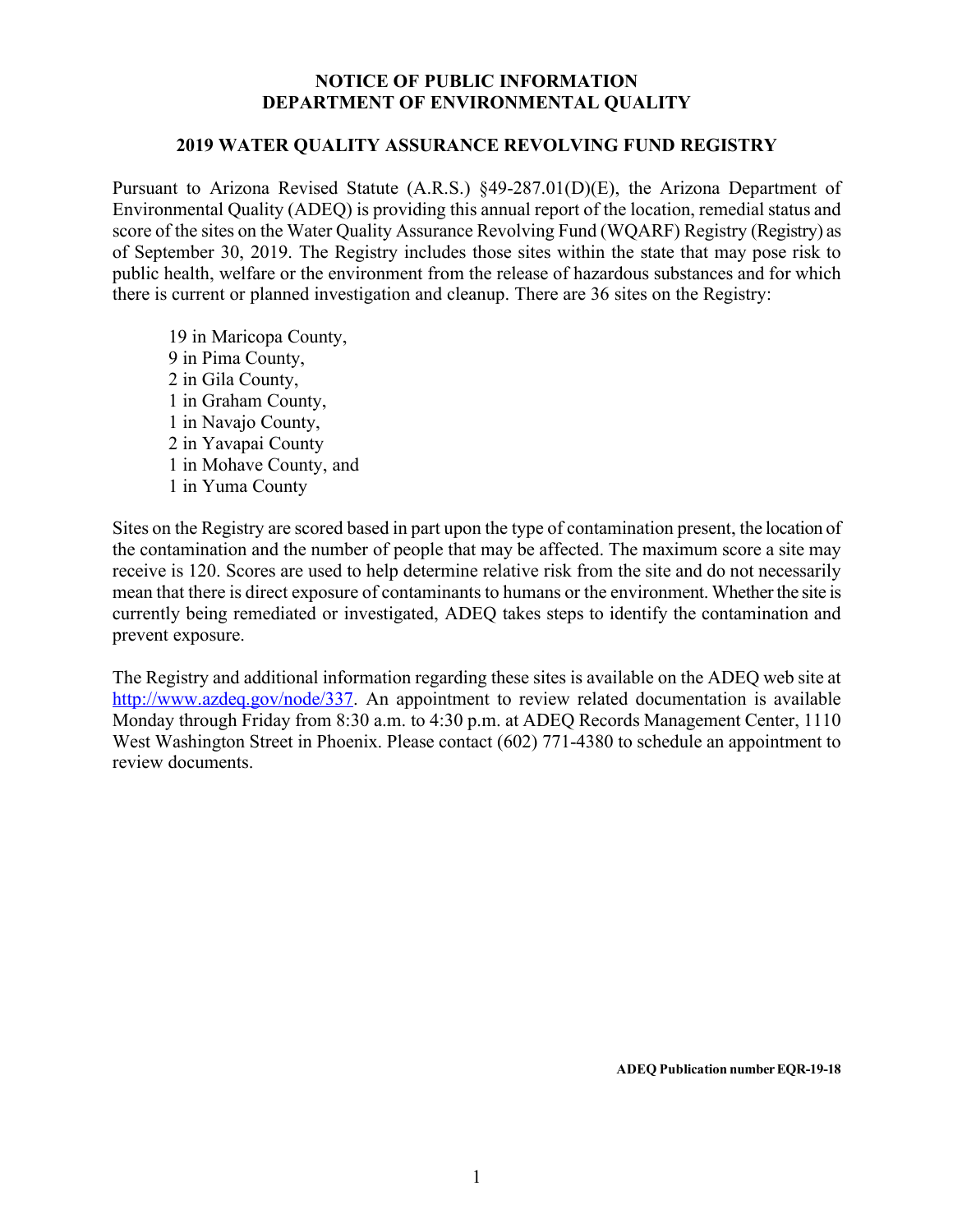# NOTICE OF PUBLIC INFORMATION
# DEPARTMENT OF ENVIRONMENTAL QUALITY

## 2019 WATER QUALITY ASSURANCE REVOLVING FUND REGISTRY

Pursuant to Arizona Revised Statute (A.R.S.) §49-287.01(D)(E), the Arizona Department of Environmental Quality (ADEQ) is providing this annual report of the location, remedial status and score of the sites on the Water Quality Assurance Revolving Fund (WQARF) Registry (Registry) as of September 30, 2019. The Registry includes those sites within the state that may pose risk to public health, welfare or the environment from the release of hazardous substances and for which there is current or planned investigation and cleanup. There are 36 sites on the Registry:

- 19 in Maricopa County,
- 9 in Pima County,
- 2 in Gila County,
- 1 in Graham County,
- 1 in Navajo County,
- 2 in Yavapai County
- 1 in Mohave County, and
- 1 in Yuma County

Sites on the Registry are scored based in part upon the type of contamination present, the location of the contamination and the number of people that may be affected. The maximum score a site may receive is 120. Scores are used to help determine relative risk from the site and do not necessarily mean that there is direct exposure of contaminants to humans or the environment. Whether the site is currently being remediated or investigated, ADEQ takes steps to identify the contamination and prevent exposure.

The Registry and additional information regarding these sites is available on the ADEQ web site at [http://www.azdeq.gov/node/337](http://www.azdeq.gov/node/337). An appointment to review related documentation is available Monday through Friday from 8:30 a.m. to 4:30 p.m. at ADEQ Records Management Center, 1110 West Washington Street in Phoenix. Please contact (602) 771-4380 to schedule an appointment to review documents.

**ADEQ Publication number EQR-19-18**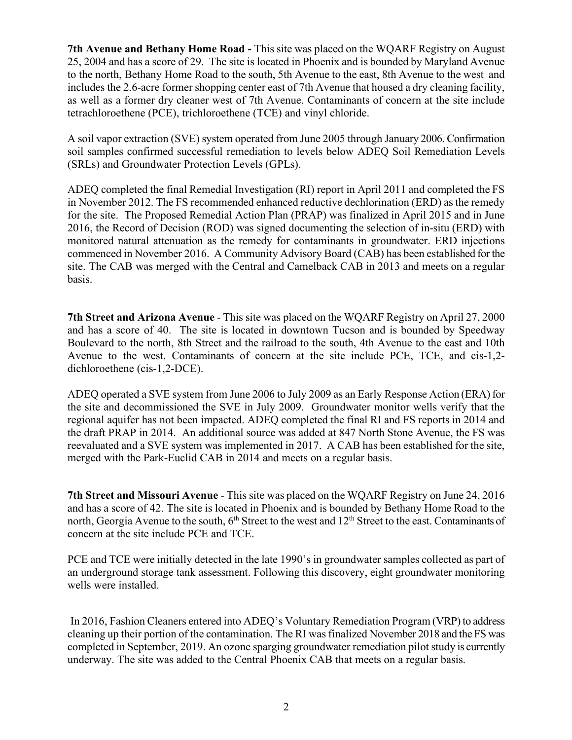**7th Avenue and Bethany Home Road -** This site was placed on the WQARF Registry on August 25, 2004 and has a score of 29. The site is located in Phoenix and is bounded by Maryland Avenue to the north, Bethany Home Road to the south, 5th Avenue to the east, 8th Avenue to the west and includes the 2.6-acre former shopping center east of 7th Avenue that housed a dry cleaning facility, as well as a former dry cleaner west of 7th Avenue. Contaminants of concern at the site include tetrachloroethene (PCE), trichloroethene (TCE) and vinyl chloride.

A soil vapor extraction (SVE) system operated from June 2005 through January 2006. Confirmation soil samples confirmed successful remediation to levels below ADEQ Soil Remediation Levels (SRLs) and Groundwater Protection Levels (GPLs).

ADEQ completed the final Remedial Investigation (RI) report in April 2011 and completed the FS in November 2012. The FS recommended enhanced reductive dechlorination (ERD) as the remedy for the site. The Proposed Remedial Action Plan (PRAP) was finalized in April 2015 and in June 2016, the Record of Decision (ROD) was signed documenting the selection of in-situ (ERD) with monitored natural attenuation as the remedy for contaminants in groundwater. ERD injections commenced in November 2016. A Community Advisory Board (CAB) has been established for the site. The CAB was merged with the Central and Camelback CAB in 2013 and meets on a regular basis.

**7th Street and Arizona Avenue** - This site was placed on the WQARF Registry on April 27, 2000 and has a score of 40. The site is located in downtown Tucson and is bounded by Speedway Boulevard to the north, 8th Street and the railroad to the south, 4th Avenue to the east and 10th Avenue to the west. Contaminants of concern at the site include PCE, TCE, and cis-1,2-dichloroethene (cis-1,2-DCE).

ADEQ operated a SVE system from June 2006 to July 2009 as an Early Response Action (ERA) for the site and decommissioned the SVE in July 2009. Groundwater monitor wells verify that the regional aquifer has not been impacted. ADEQ completed the final RI and FS reports in 2014 and the draft PRAP in 2014. An additional source was added at 847 North Stone Avenue, the FS was reevaluated and a SVE system was implemented in 2017. A CAB has been established for the site, merged with the Park-Euclid CAB in 2014 and meets on a regular basis.

**7th Street and Missouri Avenue** - This site was placed on the WQARF Registry on June 24, 2016 and has a score of 42. The site is located in Phoenix and is bounded by Bethany Home Road to the north, Georgia Avenue to the south, 6th Street to the west and 12th Street to the east. Contaminants of concern at the site include PCE and TCE.

PCE and TCE were initially detected in the late 1990's in groundwater samples collected as part of an underground storage tank assessment. Following this discovery, eight groundwater monitoring wells were installed.

In 2016, Fashion Cleaners entered into ADEQ's Voluntary Remediation Program (VRP) to address cleaning up their portion of the contamination. The RI was finalized November 2018 and the FS was completed in September, 2019. An ozone sparging groundwater remediation pilot study is currently underway. The site was added to the Central Phoenix CAB that meets on a regular basis.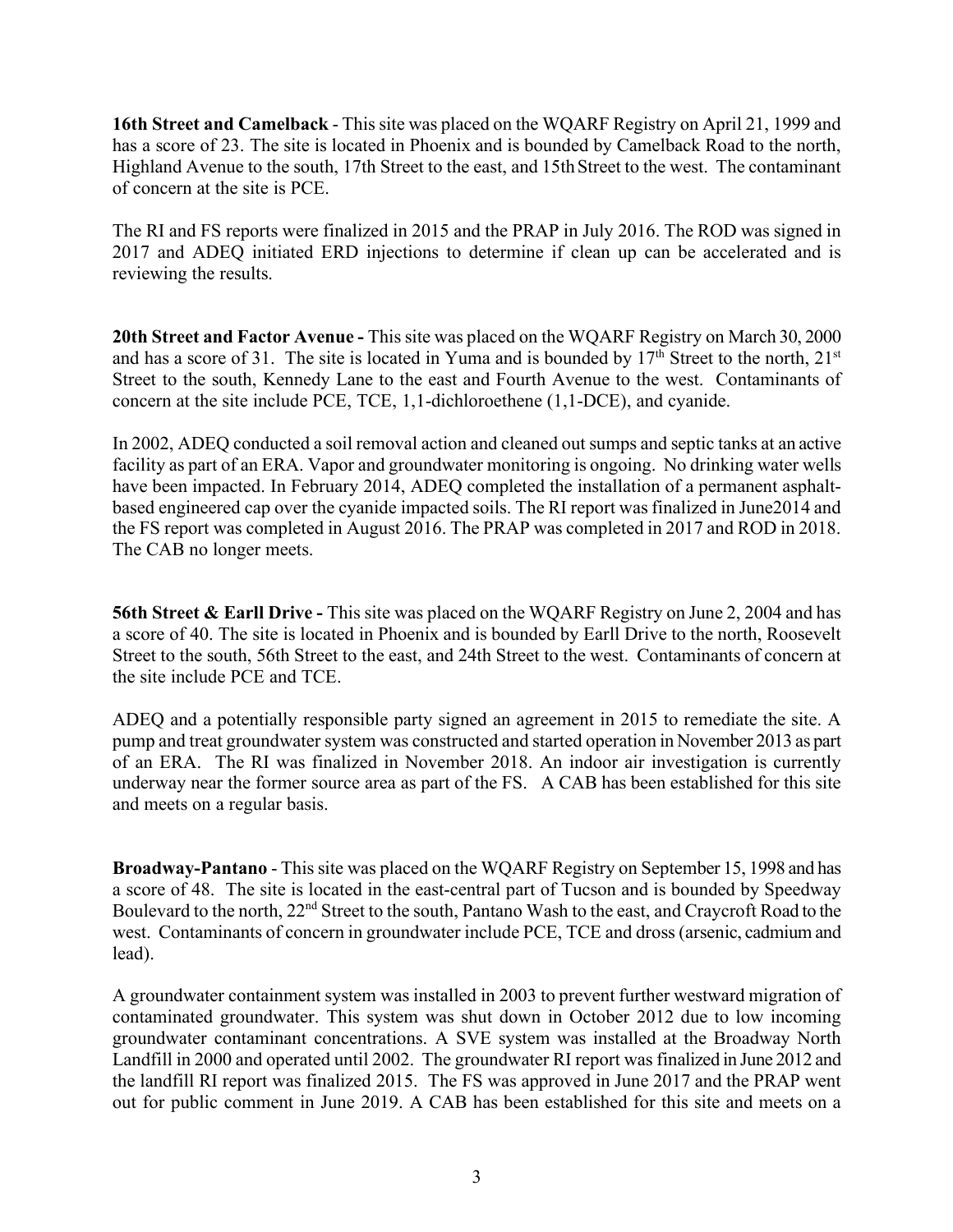**16th Street and Camelback** - This site was placed on the WQARF Registry on April 21, 1999 and has a score of 23. The site is located in Phoenix and is bounded by Camelback Road to the north, Highland Avenue to the south, 17th Street to the east, and 15th Street to the west. The contaminant of concern at the site is PCE.

The RI and FS reports were finalized in 2015 and the PRAP in July 2016. The ROD was signed in 2017 and ADEQ initiated ERD injections to determine if clean up can be accelerated and is reviewing the results.

**20th Street and Factor Avenue -** This site was placed on the WQARF Registry on March 30, 2000 and has a score of 31. The site is located in Yuma and is bounded by 17th Street to the north, 21st Street to the south, Kennedy Lane to the east and Fourth Avenue to the west. Contaminants of concern at the site include PCE, TCE, 1,1-dichloroethene (1,1-DCE), and cyanide.

In 2002, ADEQ conducted a soil removal action and cleaned out sumps and septic tanks at an active facility as part of an ERA. Vapor and groundwater monitoring is ongoing. No drinking water wells have been impacted. In February 2014, ADEQ completed the installation of a permanent asphalt-based engineered cap over the cyanide impacted soils. The RI report was finalized in June2014 and the FS report was completed in August 2016. The PRAP was completed in 2017 and ROD in 2018. The CAB no longer meets.

**56th Street & Earll Drive -** This site was placed on the WQARF Registry on June 2, 2004 and has a score of 40. The site is located in Phoenix and is bounded by Earll Drive to the north, Roosevelt Street to the south, 56th Street to the east, and 24th Street to the west. Contaminants of concern at the site include PCE and TCE.

ADEQ and a potentially responsible party signed an agreement in 2015 to remediate the site. A pump and treat groundwater system was constructed and started operation in November 2013 as part of an ERA. The RI was finalized in November 2018. An indoor air investigation is currently underway near the former source area as part of the FS. A CAB has been established for this site and meets on a regular basis.

**Broadway-Pantano** - This site was placed on the WQARF Registry on September 15, 1998 and has a score of 48. The site is located in the east-central part of Tucson and is bounded by Speedway Boulevard to the north, 22nd Street to the south, Pantano Wash to the east, and Craycroft Road to the west. Contaminants of concern in groundwater include PCE, TCE and dross (arsenic, cadmium and lead).

A groundwater containment system was installed in 2003 to prevent further westward migration of contaminated groundwater. This system was shut down in October 2012 due to low incoming groundwater contaminant concentrations. A SVE system was installed at the Broadway North Landfill in 2000 and operated until 2002. The groundwater RI report was finalized in June 2012 and the landfill RI report was finalized 2015. The FS was approved in June 2017 and the PRAP went out for public comment in June 2019. A CAB has been established for this site and meets on a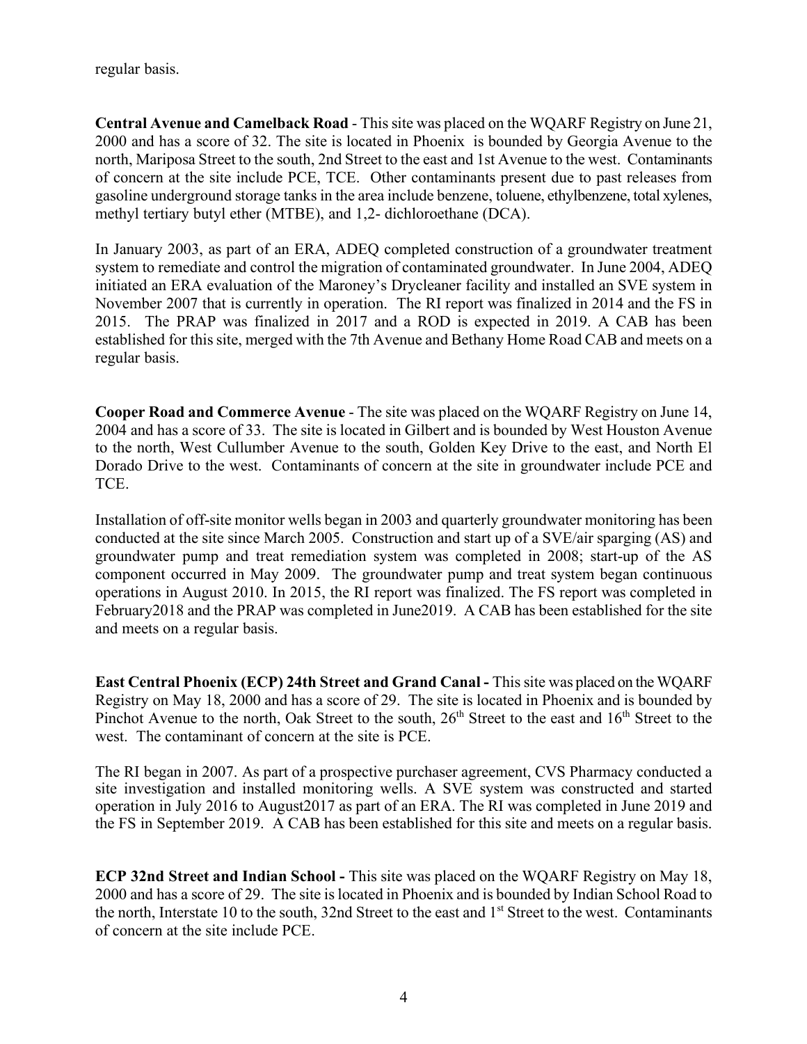regular basis.

**Central Avenue and Camelback Road** - This site was placed on the WQARF Registry on June 21, 2000 and has a score of 32. The site is located in Phoenix is bounded by Georgia Avenue to the north, Mariposa Street to the south, 2nd Street to the east and 1st Avenue to the west. Contaminants of concern at the site include PCE, TCE. Other contaminants present due to past releases from gasoline underground storage tanks in the area include benzene, toluene, ethylbenzene, total xylenes, methyl tertiary butyl ether (MTBE), and 1,2- dichloroethane (DCA).

In January 2003, as part of an ERA, ADEQ completed construction of a groundwater treatment system to remediate and control the migration of contaminated groundwater. In June 2004, ADEQ initiated an ERA evaluation of the Maroney's Drycleaner facility and installed an SVE system in November 2007 that is currently in operation. The RI report was finalized in 2014 and the FS in 2015. The PRAP was finalized in 2017 and a ROD is expected in 2019. A CAB has been established for this site, merged with the 7th Avenue and Bethany Home Road CAB and meets on a regular basis.

**Cooper Road and Commerce Avenue** - The site was placed on the WQARF Registry on June 14, 2004 and has a score of 33. The site is located in Gilbert and is bounded by West Houston Avenue to the north, West Cullumber Avenue to the south, Golden Key Drive to the east, and North El Dorado Drive to the west. Contaminants of concern at the site in groundwater include PCE and TCE.

Installation of off-site monitor wells began in 2003 and quarterly groundwater monitoring has been conducted at the site since March 2005. Construction and start up of a SVE/air sparging (AS) and groundwater pump and treat remediation system was completed in 2008; start-up of the AS component occurred in May 2009. The groundwater pump and treat system began continuous operations in August 2010. In 2015, the RI report was finalized. The FS report was completed in February2018 and the PRAP was completed in June2019. A CAB has been established for the site and meets on a regular basis.

**East Central Phoenix (ECP) 24th Street and Grand Canal -** This site was placed on the WQARF Registry on May 18, 2000 and has a score of 29. The site is located in Phoenix and is bounded by Pinchot Avenue to the north, Oak Street to the south, 26th Street to the east and 16th Street to the west. The contaminant of concern at the site is PCE.

The RI began in 2007. As part of a prospective purchaser agreement, CVS Pharmacy conducted a site investigation and installed monitoring wells. A SVE system was constructed and started operation in July 2016 to August2017 as part of an ERA. The RI was completed in June 2019 and the FS in September 2019. A CAB has been established for this site and meets on a regular basis.

**ECP 32nd Street and Indian School -** This site was placed on the WQARF Registry on May 18, 2000 and has a score of 29. The site is located in Phoenix and is bounded by Indian School Road to the north, Interstate 10 to the south, 32nd Street to the east and 1st Street to the west. Contaminants of concern at the site include PCE.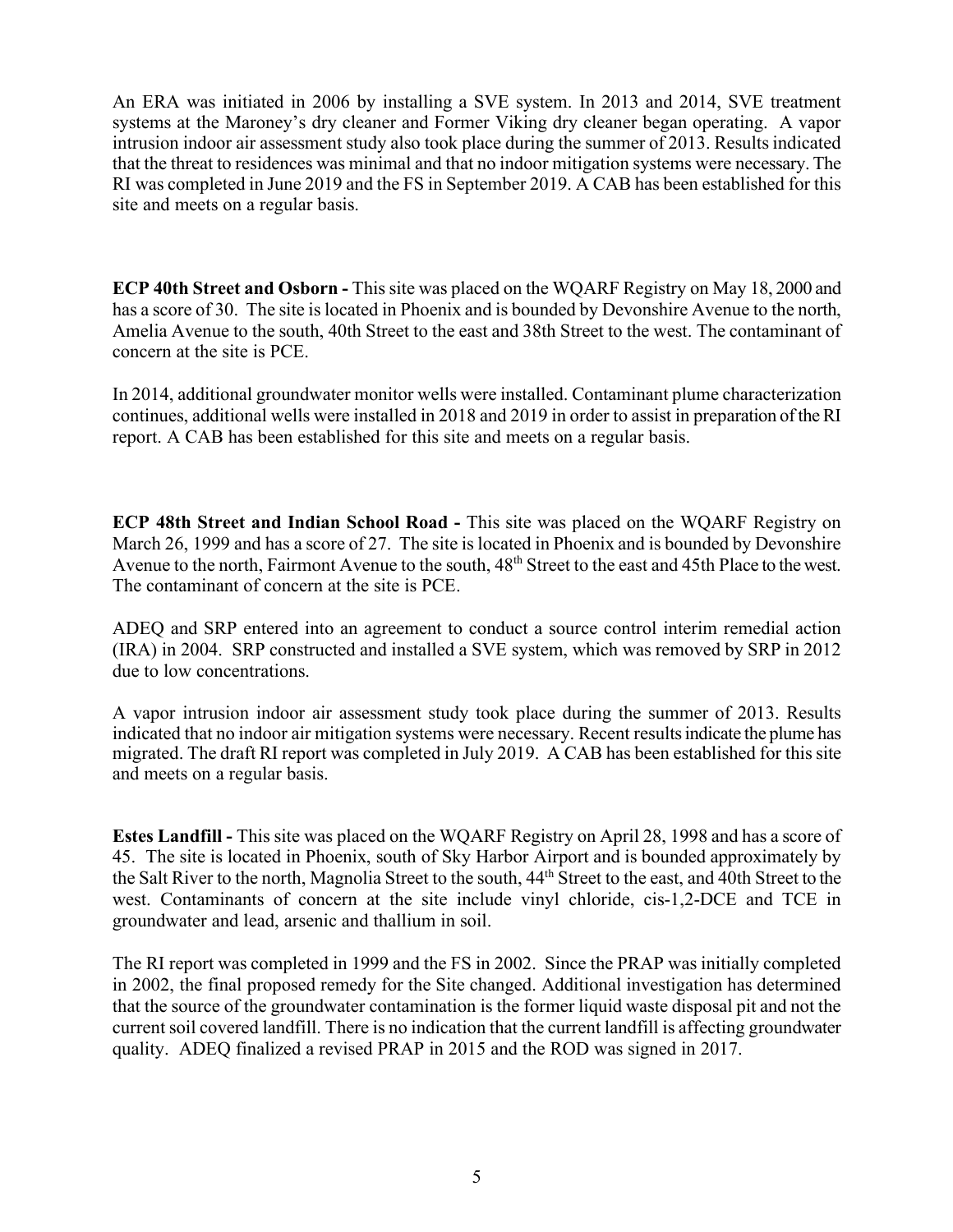An ERA was initiated in 2006 by installing a SVE system. In 2013 and 2014, SVE treatment systems at the Maroney's dry cleaner and Former Viking dry cleaner began operating. A vapor intrusion indoor air assessment study also took place during the summer of 2013. Results indicated that the threat to residences was minimal and that no indoor mitigation systems were necessary. The RI was completed in June 2019 and the FS in September 2019. A CAB has been established for this site and meets on a regular basis.

**ECP 40th Street and Osborn -** This site was placed on the WQARF Registry on May 18, 2000 and has a score of 30. The site is located in Phoenix and is bounded by Devonshire Avenue to the north, Amelia Avenue to the south, 40th Street to the east and 38th Street to the west. The contaminant of concern at the site is PCE.

In 2014, additional groundwater monitor wells were installed. Contaminant plume characterization continues, additional wells were installed in 2018 and 2019 in order to assist in preparation of the RI report. A CAB has been established for this site and meets on a regular basis.

**ECP 48th Street and Indian School Road -** This site was placed on the WQARF Registry on March 26, 1999 and has a score of 27. The site is located in Phoenix and is bounded by Devonshire Avenue to the north, Fairmont Avenue to the south, 48th Street to the east and 45th Place to the west. The contaminant of concern at the site is PCE.

ADEQ and SRP entered into an agreement to conduct a source control interim remedial action (IRA) in 2004. SRP constructed and installed a SVE system, which was removed by SRP in 2012 due to low concentrations.

A vapor intrusion indoor air assessment study took place during the summer of 2013. Results indicated that no indoor air mitigation systems were necessary. Recent results indicate the plume has migrated. The draft RI report was completed in July 2019. A CAB has been established for this site and meets on a regular basis.

**Estes Landfill -** This site was placed on the WQARF Registry on April 28, 1998 and has a score of 45. The site is located in Phoenix, south of Sky Harbor Airport and is bounded approximately by the Salt River to the north, Magnolia Street to the south, 44th Street to the east, and 40th Street to the west. Contaminants of concern at the site include vinyl chloride, cis-1,2-DCE and TCE in groundwater and lead, arsenic and thallium in soil.

The RI report was completed in 1999 and the FS in 2002. Since the PRAP was initially completed in 2002, the final proposed remedy for the Site changed. Additional investigation has determined that the source of the groundwater contamination is the former liquid waste disposal pit and not the current soil covered landfill. There is no indication that the current landfill is affecting groundwater quality. ADEQ finalized a revised PRAP in 2015 and the ROD was signed in 2017.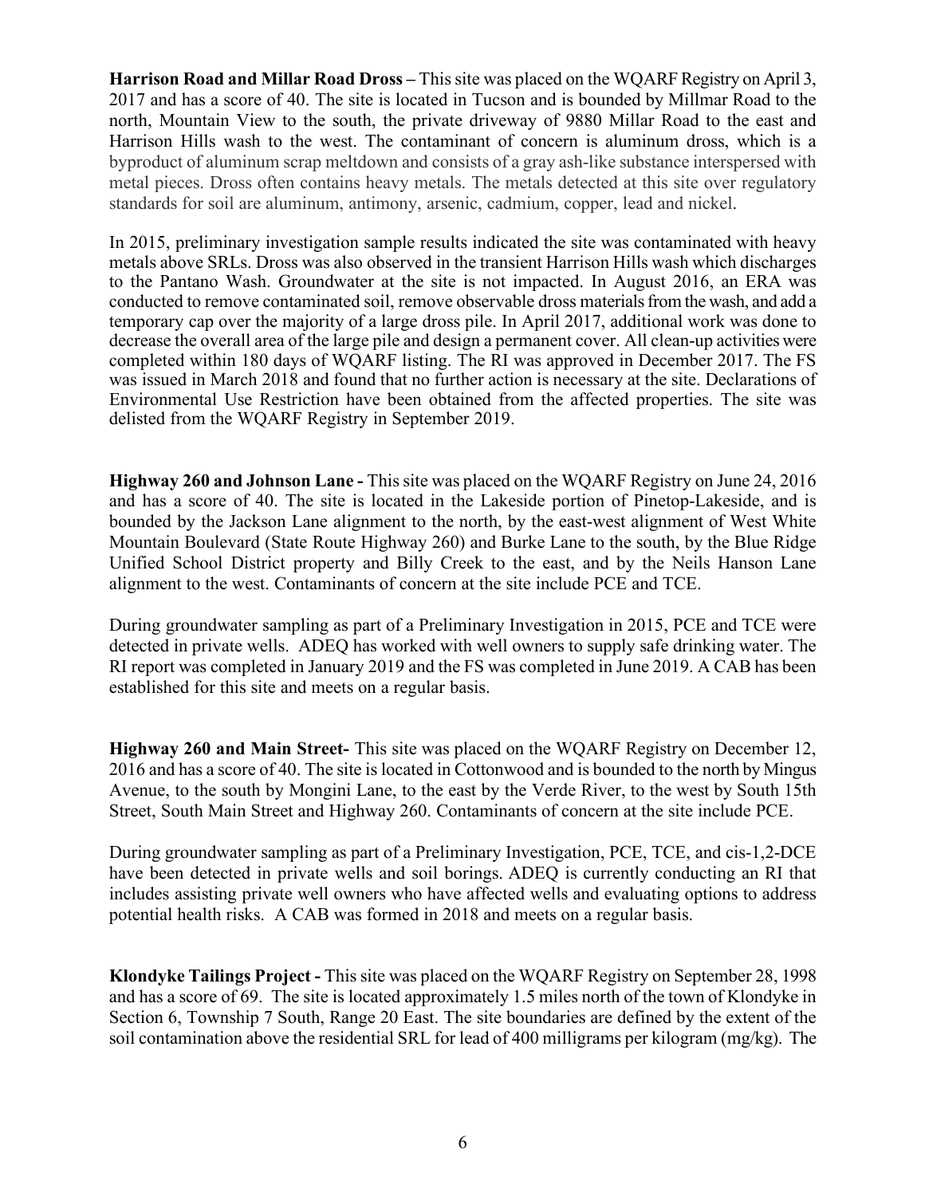**Harrison Road and Millar Road Dross –** This site was placed on the WQARF Registry on April 3, 2017 and has a score of 40. The site is located in Tucson and is bounded by Millmar Road to the north, Mountain View to the south, the private driveway of 9880 Millar Road to the east and Harrison Hills wash to the west. The contaminant of concern is aluminum dross, which is a byproduct of aluminum scrap meltdown and consists of a gray ash-like substance interspersed with metal pieces. Dross often contains heavy metals. The metals detected at this site over regulatory standards for soil are aluminum, antimony, arsenic, cadmium, copper, lead and nickel.

In 2015, preliminary investigation sample results indicated the site was contaminated with heavy metals above SRLs. Dross was also observed in the transient Harrison Hills wash which discharges to the Pantano Wash. Groundwater at the site is not impacted. In August 2016, an ERA was conducted to remove contaminated soil, remove observable dross materials from the wash, and add a temporary cap over the majority of a large dross pile. In April 2017, additional work was done to decrease the overall area of the large pile and design a permanent cover. All clean-up activities were completed within 180 days of WQARF listing. The RI was approved in December 2017. The FS was issued in March 2018 and found that no further action is necessary at the site. Declarations of Environmental Use Restriction have been obtained from the affected properties. The site was delisted from the WQARF Registry in September 2019.

**Highway 260 and Johnson Lane -** This site was placed on the WQARF Registry on June 24, 2016 and has a score of 40. The site is located in the Lakeside portion of Pinetop-Lakeside, and is bounded by the Jackson Lane alignment to the north, by the east-west alignment of West White Mountain Boulevard (State Route Highway 260) and Burke Lane to the south, by the Blue Ridge Unified School District property and Billy Creek to the east, and by the Neils Hanson Lane alignment to the west. Contaminants of concern at the site include PCE and TCE.

During groundwater sampling as part of a Preliminary Investigation in 2015, PCE and TCE were detected in private wells. ADEQ has worked with well owners to supply safe drinking water. The RI report was completed in January 2019 and the FS was completed in June 2019. A CAB has been established for this site and meets on a regular basis.

**Highway 260 and Main Street-** This site was placed on the WQARF Registry on December 12, 2016 and has a score of 40. The site is located in Cottonwood and is bounded to the north by Mingus Avenue, to the south by Mongini Lane, to the east by the Verde River, to the west by South 15th Street, South Main Street and Highway 260. Contaminants of concern at the site include PCE.

During groundwater sampling as part of a Preliminary Investigation, PCE, TCE, and cis-1,2-DCE have been detected in private wells and soil borings. ADEQ is currently conducting an RI that includes assisting private well owners who have affected wells and evaluating options to address potential health risks. A CAB was formed in 2018 and meets on a regular basis.

**Klondyke Tailings Project -** This site was placed on the WQARF Registry on September 28, 1998 and has a score of 69. The site is located approximately 1.5 miles north of the town of Klondyke in Section 6, Township 7 South, Range 20 East. The site boundaries are defined by the extent of the soil contamination above the residential SRL for lead of 400 milligrams per kilogram (mg/kg). The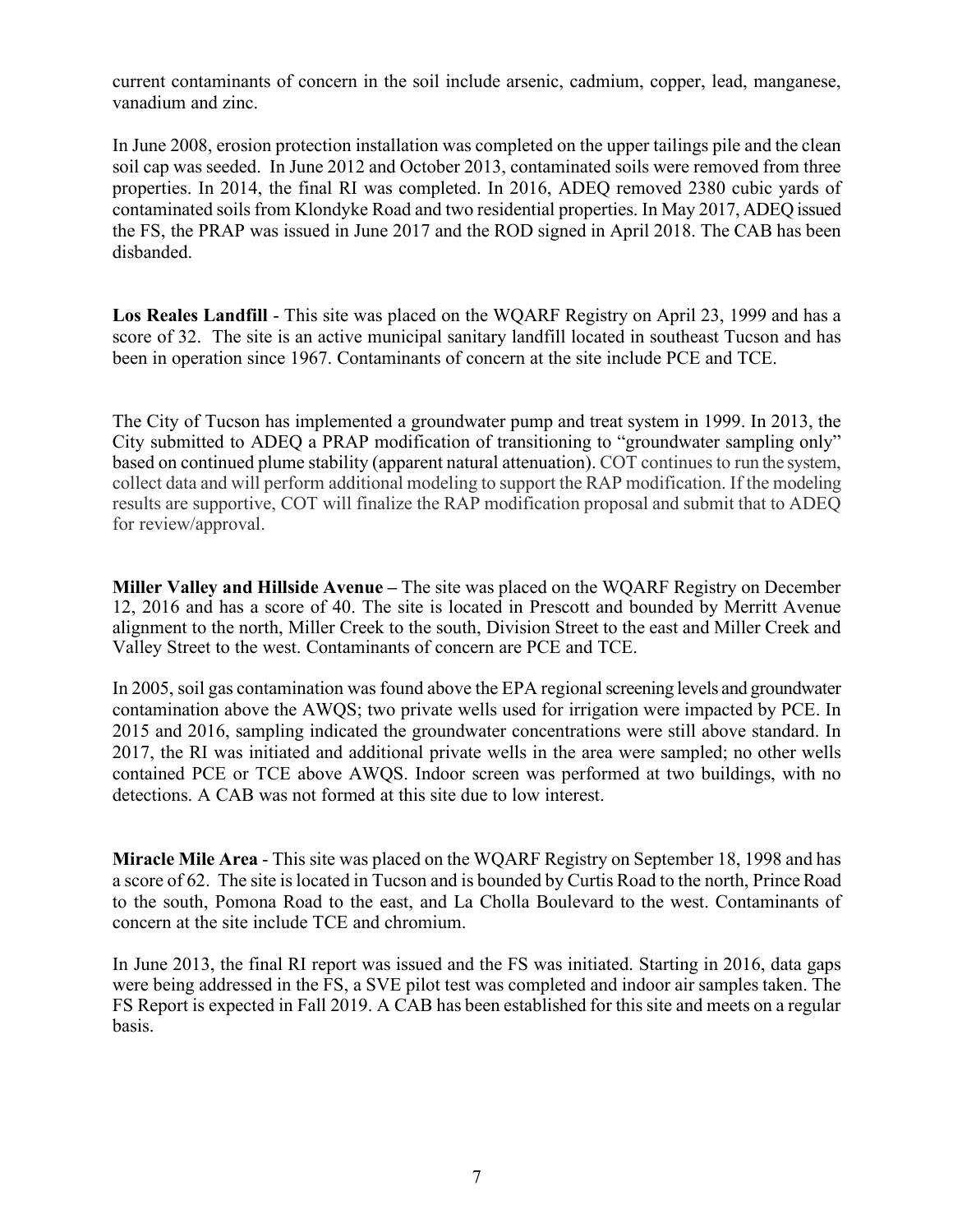current contaminants of concern in the soil include arsenic, cadmium, copper, lead, manganese, vanadium and zinc.

In June 2008, erosion protection installation was completed on the upper tailings pile and the clean soil cap was seeded. In June 2012 and October 2013, contaminated soils were removed from three properties. In 2014, the final RI was completed. In 2016, ADEQ removed 2380 cubic yards of contaminated soils from Klondyke Road and two residential properties. In May 2017, ADEQ issued the FS, the PRAP was issued in June 2017 and the ROD signed in April 2018. The CAB has been disbanded.

**Los Reales Landfill** - This site was placed on the WQARF Registry on April 23, 1999 and has a score of 32. The site is an active municipal sanitary landfill located in southeast Tucson and has been in operation since 1967. Contaminants of concern at the site include PCE and TCE.

The City of Tucson has implemented a groundwater pump and treat system in 1999. In 2013, the City submitted to ADEQ a PRAP modification of transitioning to "groundwater sampling only" based on continued plume stability (apparent natural attenuation). COT continues to run the system, collect data and will perform additional modeling to support the RAP modification. If the modeling results are supportive, COT will finalize the RAP modification proposal and submit that to ADEQ for review/approval.

**Miller Valley and Hillside Avenue –** The site was placed on the WQARF Registry on December 12, 2016 and has a score of 40. The site is located in Prescott and bounded by Merritt Avenue alignment to the north, Miller Creek to the south, Division Street to the east and Miller Creek and Valley Street to the west. Contaminants of concern are PCE and TCE.

In 2005, soil gas contamination was found above the EPA regional screening levels and groundwater contamination above the AWQS; two private wells used for irrigation were impacted by PCE. In 2015 and 2016, sampling indicated the groundwater concentrations were still above standard. In 2017, the RI was initiated and additional private wells in the area were sampled; no other wells contained PCE or TCE above AWQS. Indoor screen was performed at two buildings, with no detections. A CAB was not formed at this site due to low interest.

**Miracle Mile Area** - This site was placed on the WQARF Registry on September 18, 1998 and has a score of 62. The site is located in Tucson and is bounded by Curtis Road to the north, Prince Road to the south, Pomona Road to the east, and La Cholla Boulevard to the west. Contaminants of concern at the site include TCE and chromium.

In June 2013, the final RI report was issued and the FS was initiated. Starting in 2016, data gaps were being addressed in the FS, a SVE pilot test was completed and indoor air samples taken. The FS Report is expected in Fall 2019. A CAB has been established for this site and meets on a regular basis.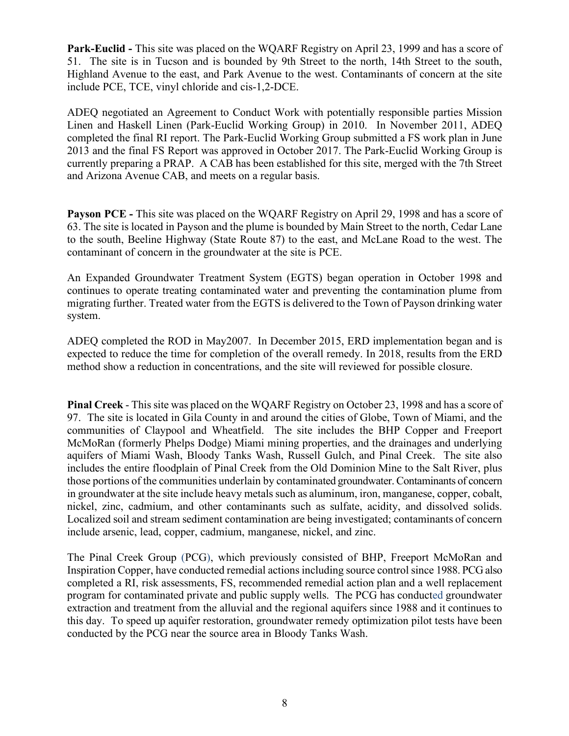**Park-Euclid -** This site was placed on the WQARF Registry on April 23, 1999 and has a score of 51. The site is in Tucson and is bounded by 9th Street to the north, 14th Street to the south, Highland Avenue to the east, and Park Avenue to the west. Contaminants of concern at the site include PCE, TCE, vinyl chloride and cis-1,2-DCE.

ADEQ negotiated an Agreement to Conduct Work with potentially responsible parties Mission Linen and Haskell Linen (Park-Euclid Working Group) in 2010. In November 2011, ADEQ completed the final RI report. The Park-Euclid Working Group submitted a FS work plan in June 2013 and the final FS Report was approved in October 2017. The Park-Euclid Working Group is currently preparing a PRAP. A CAB has been established for this site, merged with the 7th Street and Arizona Avenue CAB, and meets on a regular basis.

**Payson PCE -** This site was placed on the WQARF Registry on April 29, 1998 and has a score of 63. The site is located in Payson and the plume is bounded by Main Street to the north, Cedar Lane to the south, Beeline Highway (State Route 87) to the east, and McLane Road to the west. The contaminant of concern in the groundwater at the site is PCE.

An Expanded Groundwater Treatment System (EGTS) began operation in October 1998 and continues to operate treating contaminated water and preventing the contamination plume from migrating further. Treated water from the EGTS is delivered to the Town of Payson drinking water system.

ADEQ completed the ROD in May2007. In December 2015, ERD implementation began and is expected to reduce the time for completion of the overall remedy. In 2018, results from the ERD method show a reduction in concentrations, and the site will reviewed for possible closure.

**Pinal Creek** - This site was placed on the WQARF Registry on October 23, 1998 and has a score of 97. The site is located in Gila County in and around the cities of Globe, Town of Miami, and the communities of Claypool and Wheatfield. The site includes the BHP Copper and Freeport McMoRan (formerly Phelps Dodge) Miami mining properties, and the drainages and underlying aquifers of Miami Wash, Bloody Tanks Wash, Russell Gulch, and Pinal Creek. The site also includes the entire floodplain of Pinal Creek from the Old Dominion Mine to the Salt River, plus those portions of the communities underlain by contaminated groundwater. Contaminants of concern in groundwater at the site include heavy metals such as aluminum, iron, manganese, copper, cobalt, nickel, zinc, cadmium, and other contaminants such as sulfate, acidity, and dissolved solids. Localized soil and stream sediment contamination are being investigated; contaminants of concern include arsenic, lead, copper, cadmium, manganese, nickel, and zinc.

The Pinal Creek Group (PCG), which previously consisted of BHP, Freeport McMoRan and Inspiration Copper, have conducted remedial actions including source control since 1988. PCG also completed a RI, risk assessments, FS, recommended remedial action plan and a well replacement program for contaminated private and public supply wells. The PCG has conducted groundwater extraction and treatment from the alluvial and the regional aquifers since 1988 and it continues to this day. To speed up aquifer restoration, groundwater remedy optimization pilot tests have been conducted by the PCG near the source area in Bloody Tanks Wash.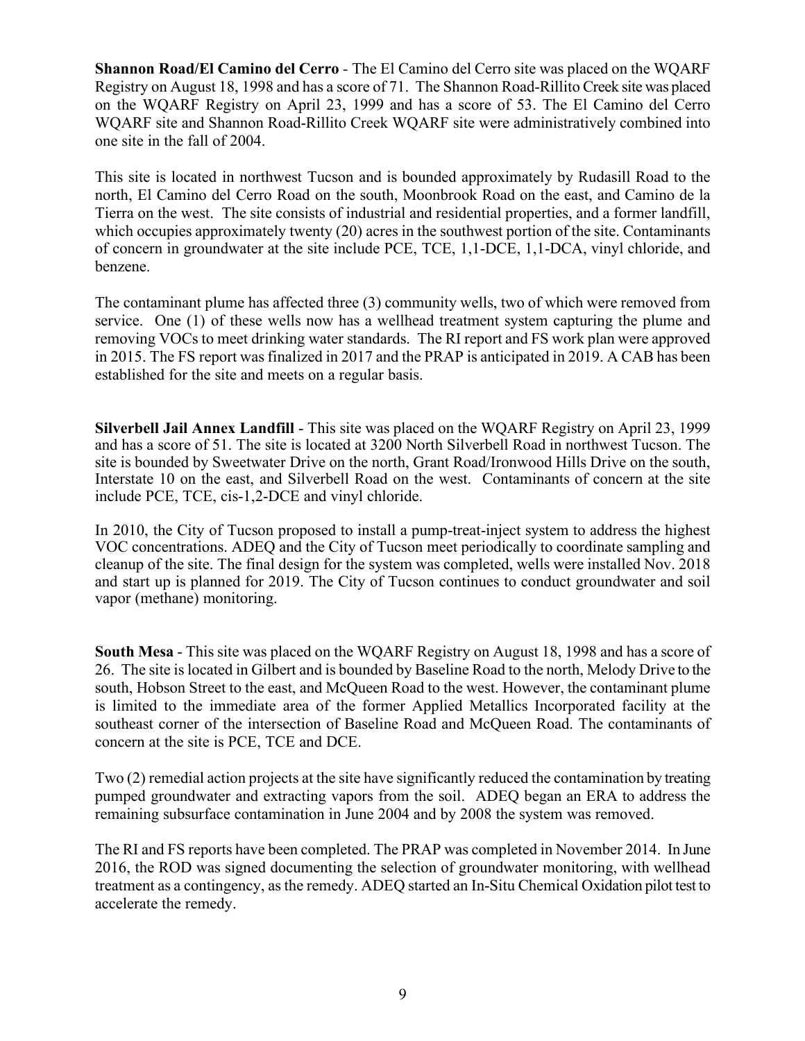**Shannon Road/El Camino del Cerro** - The El Camino del Cerro site was placed on the WQARF Registry on August 18, 1998 and has a score of 71. The Shannon Road-Rillito Creek site was placed on the WQARF Registry on April 23, 1999 and has a score of 53. The El Camino del Cerro WQARF site and Shannon Road-Rillito Creek WQARF site were administratively combined into one site in the fall of 2004.

This site is located in northwest Tucson and is bounded approximately by Rudasill Road to the north, El Camino del Cerro Road on the south, Moonbrook Road on the east, and Camino de la Tierra on the west. The site consists of industrial and residential properties, and a former landfill, which occupies approximately twenty (20) acres in the southwest portion of the site. Contaminants of concern in groundwater at the site include PCE, TCE, 1,1-DCE, 1,1-DCA, vinyl chloride, and benzene.

The contaminant plume has affected three (3) community wells, two of which were removed from service. One (1) of these wells now has a wellhead treatment system capturing the plume and removing VOCs to meet drinking water standards. The RI report and FS work plan were approved in 2015. The FS report was finalized in 2017 and the PRAP is anticipated in 2019. A CAB has been established for the site and meets on a regular basis.

**Silverbell Jail Annex Landfill** - This site was placed on the WQARF Registry on April 23, 1999 and has a score of 51. The site is located at 3200 North Silverbell Road in northwest Tucson. The site is bounded by Sweetwater Drive on the north, Grant Road/Ironwood Hills Drive on the south, Interstate 10 on the east, and Silverbell Road on the west. Contaminants of concern at the site include PCE, TCE, cis-1,2-DCE and vinyl chloride.

In 2010, the City of Tucson proposed to install a pump-treat-inject system to address the highest VOC concentrations. ADEQ and the City of Tucson meet periodically to coordinate sampling and cleanup of the site. The final design for the system was completed, wells were installed Nov. 2018 and start up is planned for 2019. The City of Tucson continues to conduct groundwater and soil vapor (methane) monitoring.

**South Mesa** - This site was placed on the WQARF Registry on August 18, 1998 and has a score of 26. The site is located in Gilbert and is bounded by Baseline Road to the north, Melody Drive to the south, Hobson Street to the east, and McQueen Road to the west. However, the contaminant plume is limited to the immediate area of the former Applied Metallics Incorporated facility at the southeast corner of the intersection of Baseline Road and McQueen Road. The contaminants of concern at the site is PCE, TCE and DCE.

Two (2) remedial action projects at the site have significantly reduced the contamination by treating pumped groundwater and extracting vapors from the soil. ADEQ began an ERA to address the remaining subsurface contamination in June 2004 and by 2008 the system was removed.

The RI and FS reports have been completed. The PRAP was completed in November 2014. In June 2016, the ROD was signed documenting the selection of groundwater monitoring, with wellhead treatment as a contingency, as the remedy. ADEQ started an In-Situ Chemical Oxidation pilot test to accelerate the remedy.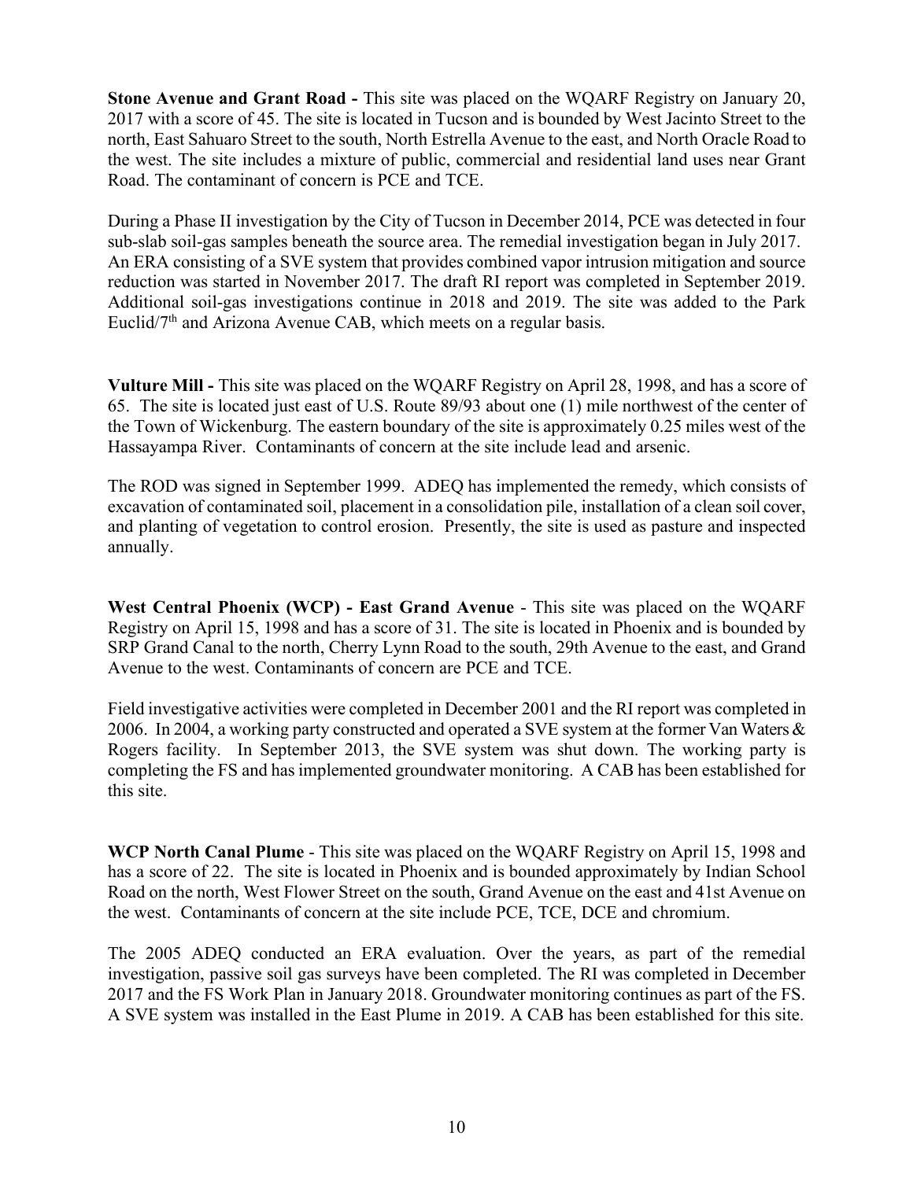**Stone Avenue and Grant Road -** This site was placed on the WQARF Registry on January 20, 2017 with a score of 45. The site is located in Tucson and is bounded by West Jacinto Street to the north, East Sahuaro Street to the south, North Estrella Avenue to the east, and North Oracle Road to the west. The site includes a mixture of public, commercial and residential land uses near Grant Road. The contaminant of concern is PCE and TCE.

During a Phase II investigation by the City of Tucson in December 2014, PCE was detected in four sub-slab soil-gas samples beneath the source area. The remedial investigation began in July 2017. An ERA consisting of a SVE system that provides combined vapor intrusion mitigation and source reduction was started in November 2017. The draft RI report was completed in September 2019. Additional soil-gas investigations continue in 2018 and 2019. The site was added to the Park Euclid/7th and Arizona Avenue CAB, which meets on a regular basis.

**Vulture Mill -** This site was placed on the WQARF Registry on April 28, 1998, and has a score of 65. The site is located just east of U.S. Route 89/93 about one (1) mile northwest of the center of the Town of Wickenburg. The eastern boundary of the site is approximately 0.25 miles west of the Hassayampa River. Contaminants of concern at the site include lead and arsenic.

The ROD was signed in September 1999. ADEQ has implemented the remedy, which consists of excavation of contaminated soil, placement in a consolidation pile, installation of a clean soil cover, and planting of vegetation to control erosion. Presently, the site is used as pasture and inspected annually.

**West Central Phoenix (WCP) - East Grand Avenue** - This site was placed on the WQARF Registry on April 15, 1998 and has a score of 31. The site is located in Phoenix and is bounded by SRP Grand Canal to the north, Cherry Lynn Road to the south, 29th Avenue to the east, and Grand Avenue to the west. Contaminants of concern are PCE and TCE.

Field investigative activities were completed in December 2001 and the RI report was completed in 2006. In 2004, a working party constructed and operated a SVE system at the former Van Waters & Rogers facility. In September 2013, the SVE system was shut down. The working party is completing the FS and has implemented groundwater monitoring. A CAB has been established for this site.

**WCP North Canal Plume** - This site was placed on the WQARF Registry on April 15, 1998 and has a score of 22. The site is located in Phoenix and is bounded approximately by Indian School Road on the north, West Flower Street on the south, Grand Avenue on the east and 41st Avenue on the west. Contaminants of concern at the site include PCE, TCE, DCE and chromium.

The 2005 ADEQ conducted an ERA evaluation. Over the years, as part of the remedial investigation, passive soil gas surveys have been completed. The RI was completed in December 2017 and the FS Work Plan in January 2018. Groundwater monitoring continues as part of the FS. A SVE system was installed in the East Plume in 2019. A CAB has been established for this site.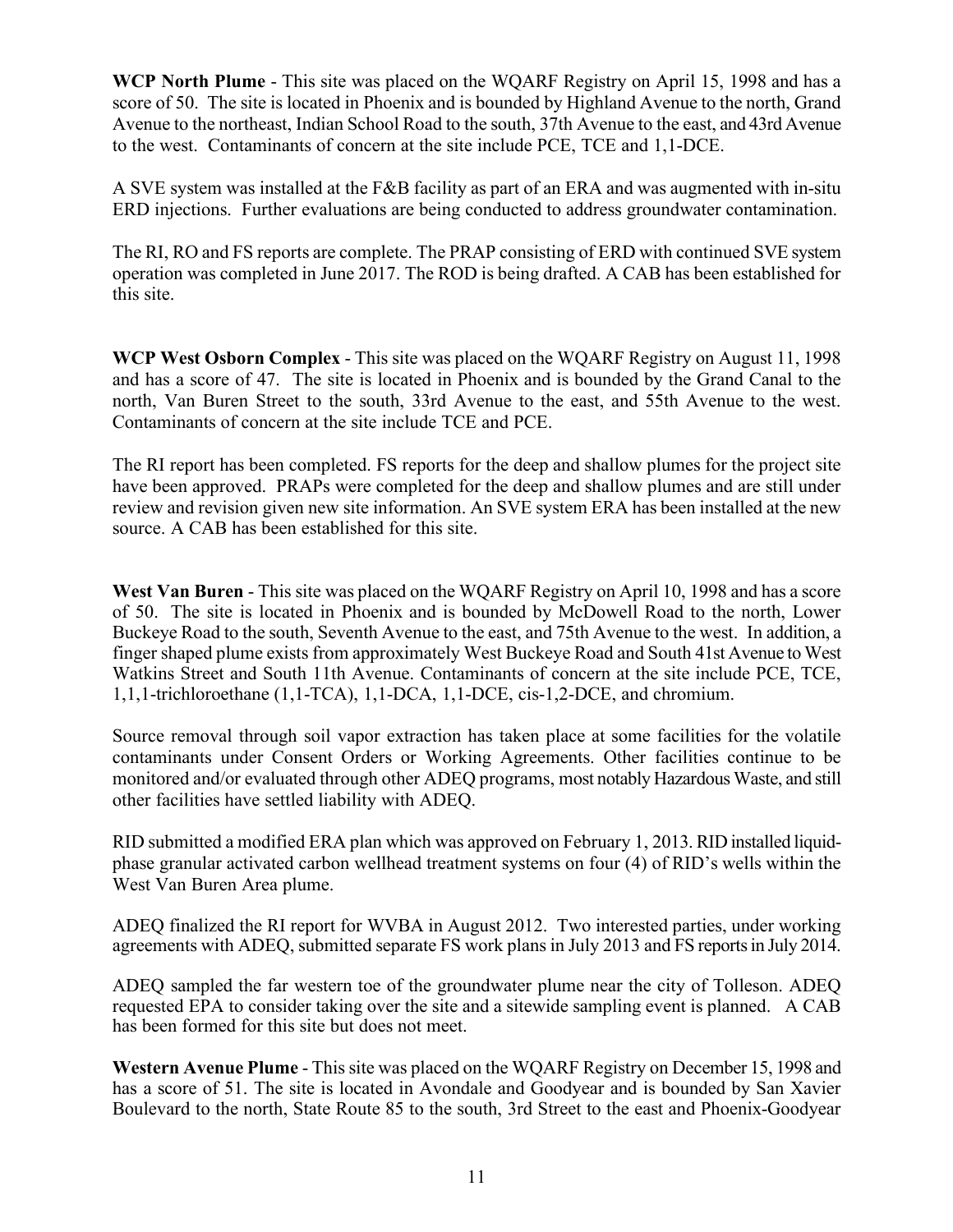**WCP North Plume** - This site was placed on the WQARF Registry on April 15, 1998 and has a score of 50. The site is located in Phoenix and is bounded by Highland Avenue to the north, Grand Avenue to the northeast, Indian School Road to the south, 37th Avenue to the east, and 43rd Avenue to the west. Contaminants of concern at the site include PCE, TCE and 1,1-DCE.

A SVE system was installed at the F&B facility as part of an ERA and was augmented with in-situ ERD injections. Further evaluations are being conducted to address groundwater contamination.

The RI, RO and FS reports are complete. The PRAP consisting of ERD with continued SVE system operation was completed in June 2017. The ROD is being drafted. A CAB has been established for this site.

**WCP West Osborn Complex** - This site was placed on the WQARF Registry on August 11, 1998 and has a score of 47. The site is located in Phoenix and is bounded by the Grand Canal to the north, Van Buren Street to the south, 33rd Avenue to the east, and 55th Avenue to the west. Contaminants of concern at the site include TCE and PCE.

The RI report has been completed. FS reports for the deep and shallow plumes for the project site have been approved. PRAPs were completed for the deep and shallow plumes and are still under review and revision given new site information. An SVE system ERA has been installed at the new source. A CAB has been established for this site.

**West Van Buren** - This site was placed on the WQARF Registry on April 10, 1998 and has a score of 50. The site is located in Phoenix and is bounded by McDowell Road to the north, Lower Buckeye Road to the south, Seventh Avenue to the east, and 75th Avenue to the west. In addition, a finger shaped plume exists from approximately West Buckeye Road and South 41st Avenue to West Watkins Street and South 11th Avenue. Contaminants of concern at the site include PCE, TCE, 1,1,1-trichloroethane (1,1-TCA), 1,1-DCA, 1,1-DCE, cis-1,2-DCE, and chromium.

Source removal through soil vapor extraction has taken place at some facilities for the volatile contaminants under Consent Orders or Working Agreements. Other facilities continue to be monitored and/or evaluated through other ADEQ programs, most notably Hazardous Waste, and still other facilities have settled liability with ADEQ.

RID submitted a modified ERA plan which was approved on February 1, 2013. RID installed liquid-phase granular activated carbon wellhead treatment systems on four (4) of RID's wells within the West Van Buren Area plume.

ADEQ finalized the RI report for WVBA in August 2012. Two interested parties, under working agreements with ADEQ, submitted separate FS work plans in July 2013 and FS reports in July 2014.

ADEQ sampled the far western toe of the groundwater plume near the city of Tolleson. ADEQ requested EPA to consider taking over the site and a sitewide sampling event is planned. A CAB has been formed for this site but does not meet.

**Western Avenue Plume** - This site was placed on the WQARF Registry on December 15, 1998 and has a score of 51. The site is located in Avondale and Goodyear and is bounded by San Xavier Boulevard to the north, State Route 85 to the south, 3rd Street to the east and Phoenix-Goodyear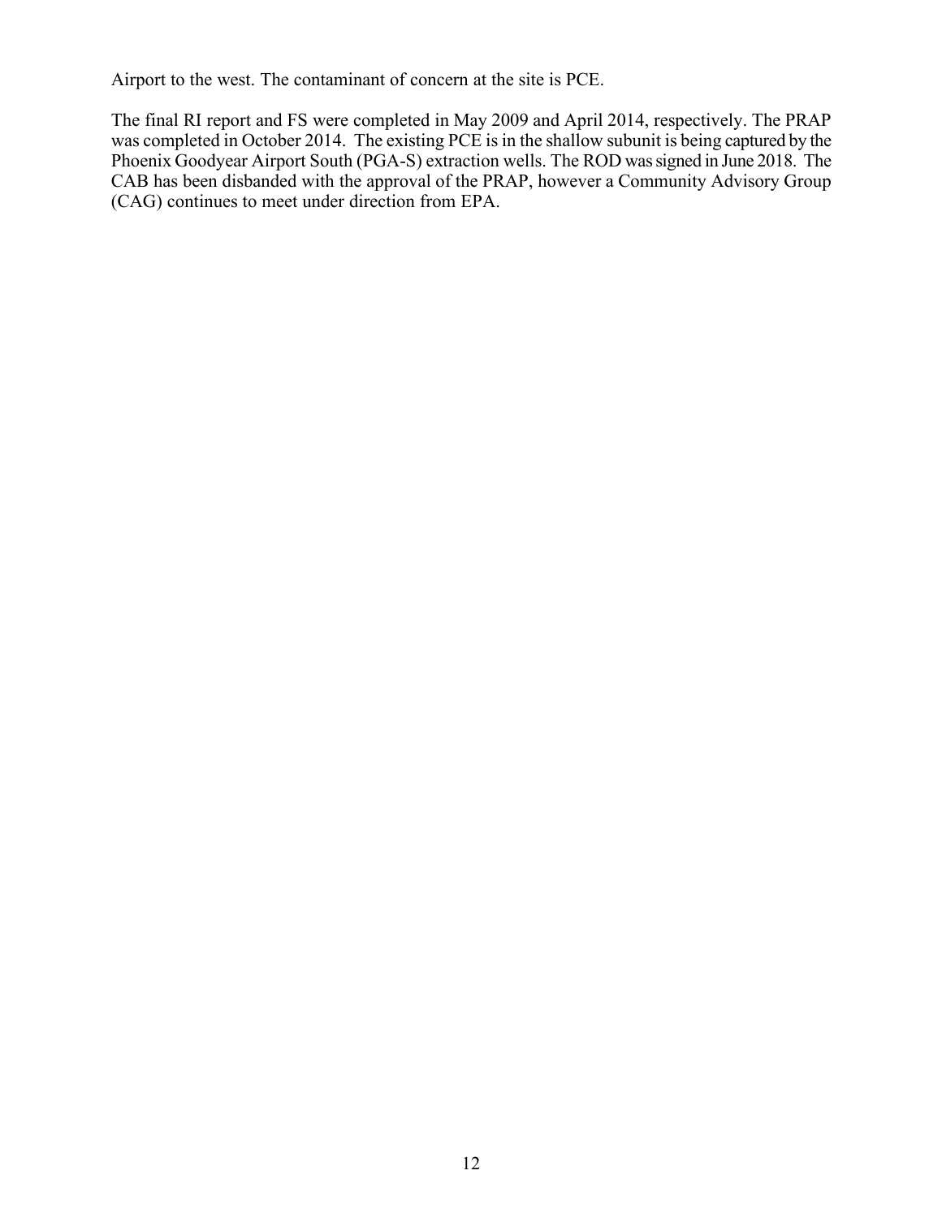Airport to the west. The contaminant of concern at the site is PCE.

The final RI report and FS were completed in May 2009 and April 2014, respectively. The PRAP was completed in October 2014. The existing PCE is in the shallow subunit is being captured by the Phoenix Goodyear Airport South (PGA-S) extraction wells. The ROD was signed in June 2018. The CAB has been disbanded with the approval of the PRAP, however a Community Advisory Group (CAG) continues to meet under direction from EPA.